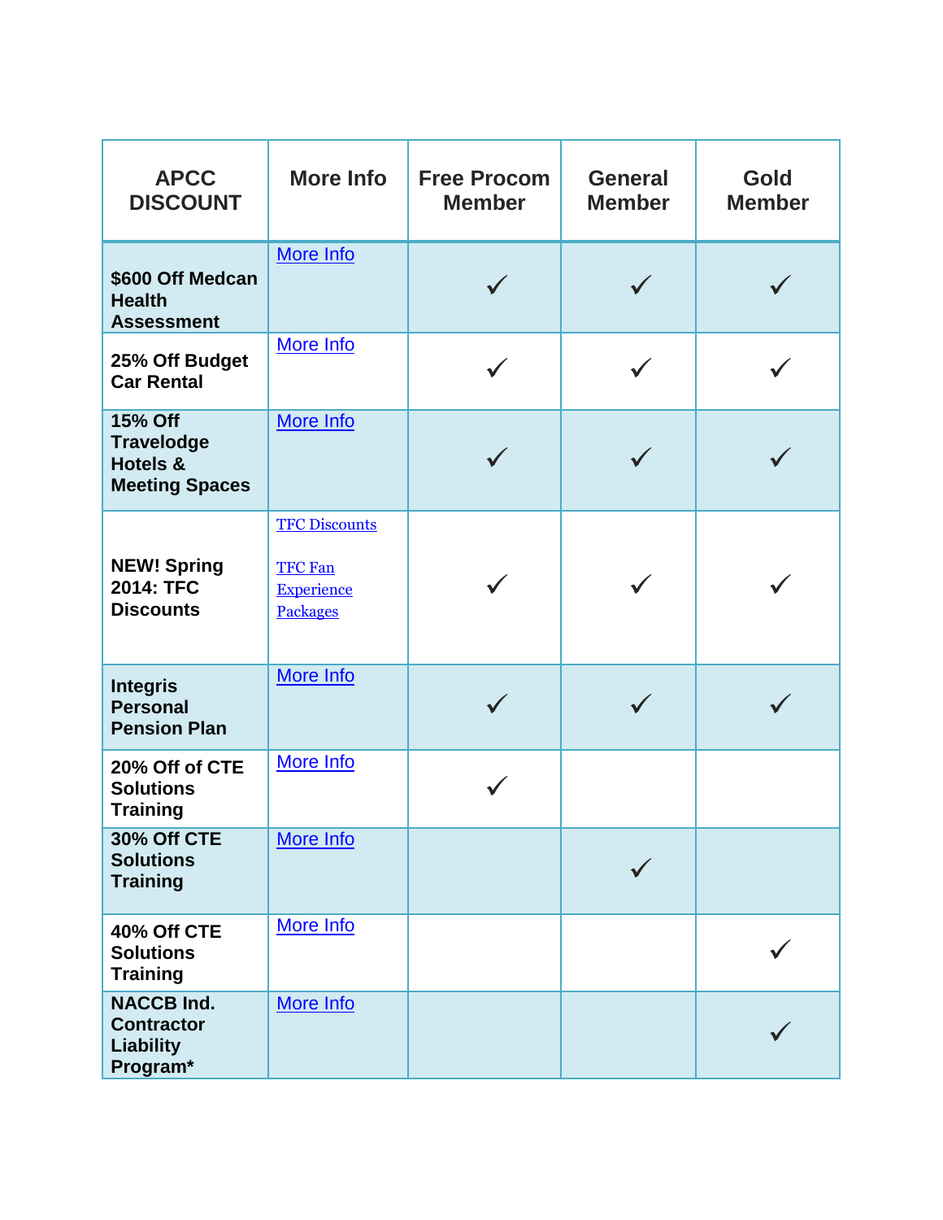| APCC DISCOUNT | More Info | Free Procom Member | General Member | Gold Member |
|---|---|---|---|---|
| **$600 Off Medcan Health Assessment** | More Info | ✓ | ✓ | ✓ |
| **25% Off Budget Car Rental** | More Info | ✓ | ✓ | ✓ |
| **15% Off Travelodge Hotels & Meeting Spaces** | More Info | ✓ | ✓ | ✓ |
| **NEW! Spring 2014: TFC Discounts** | TFC Discounts<br><br>TFC Fan Experience Packages | ✓ | ✓ | ✓ |
| **Integris Personal Pension Plan** | More Info | ✓ | ✓ | ✓ |
| **20% Off of CTE Solutions Training** | More Info | ✓ | | |
| **30% Off CTE Solutions Training** | More Info | | ✓ | |
| **40% Off CTE Solutions Training** | More Info | | | ✓ |
| **NACCB Ind. Contractor Liability Program*** | More Info | | | ✓ |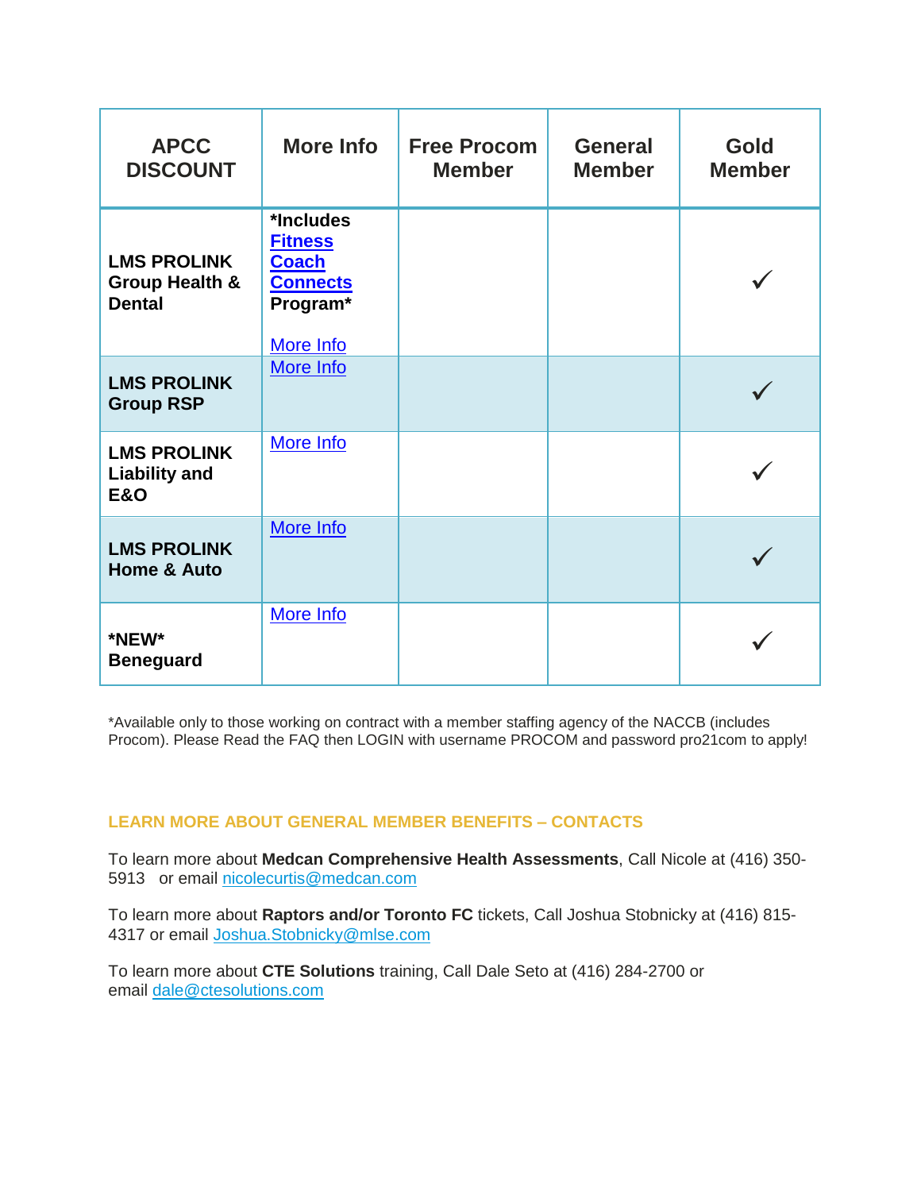| APCC DISCOUNT | More Info | Free Procom Member | General Member | Gold Member |
|---|---|---|---|---|
| **LMS PROLINK Group Health & Dental** | ***Includes Fitness Coach Connects Program*** More Info | | | ✓ |
| **LMS PROLINK Group RSP** | More Info | | | ✓ |
| **LMS PROLINK Liability and E&O** | More Info | | | ✓ |
| **LMS PROLINK Home & Auto** | More Info | | | ✓ |
| ***NEW* Beneguard** | More Info | | | ✓ |

*Available only to those working on contract with a member staffing agency of the NACCB (includes Procom). Please Read the FAQ then LOGIN with username PROCOM and password pro21com to apply!

## LEARN MORE ABOUT GENERAL MEMBER BENEFITS – CONTACTS

To learn more about **Medcan Comprehensive Health Assessments**, Call Nicole at (416) 350-5913 or email nicolecurtis@medcan.com

To learn more about **Raptors and/or Toronto FC** tickets, Call Joshua Stobnicky at (416) 815-4317 or email Joshua.Stobnicky@mlse.com

To learn more about **CTE Solutions** training, Call Dale Seto at (416) 284-2700 or email dale@ctesolutions.com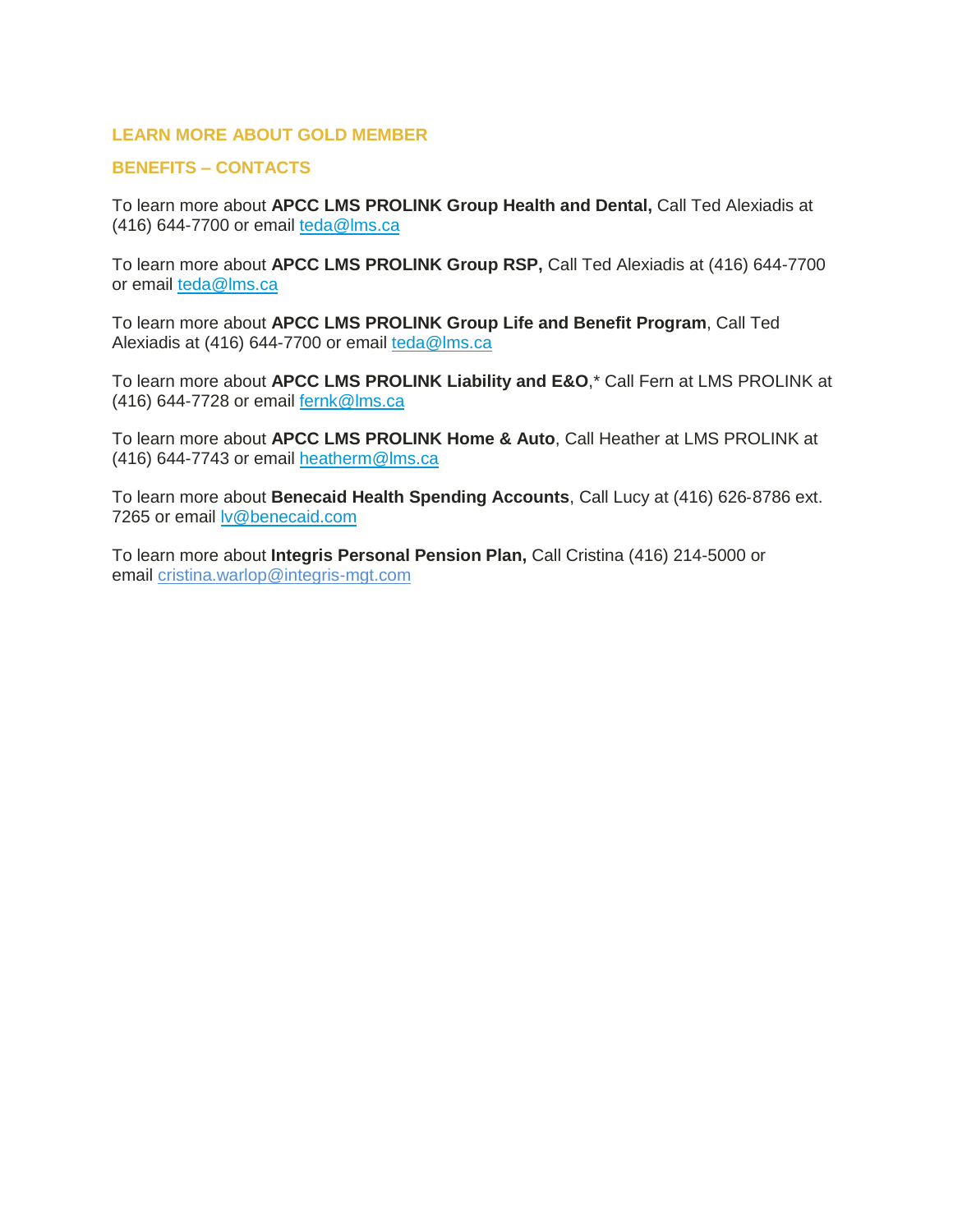## LEARN MORE ABOUT GOLD MEMBER BENEFITS – CONTACTS

To learn more about **APCC LMS PROLINK Group Health and Dental,** Call Ted Alexiadis at (416) 644-7700 or email teda@lms.ca

To learn more about **APCC LMS PROLINK Group RSP,** Call Ted Alexiadis at (416) 644-7700 or email teda@lms.ca

To learn more about **APCC LMS PROLINK Group Life and Benefit Program**, Call Ted Alexiadis at (416) 644-7700 or email teda@lms.ca

To learn more about **APCC LMS PROLINK Liability and E&O**,* Call Fern at LMS PROLINK at (416) 644-7728 or email fernk@lms.ca

To learn more about **APCC LMS PROLINK Home & Auto**, Call Heather at LMS PROLINK at (416) 644-7743 or email heatherm@lms.ca

To learn more about **Benecaid Health Spending Accounts**, Call Lucy at (416) 626-8786 ext. 7265 or email lv@benecaid.com

To learn more about **Integris Personal Pension Plan,** Call Cristina (416) 214-5000 or email cristina.warlop@integris-mgt.com